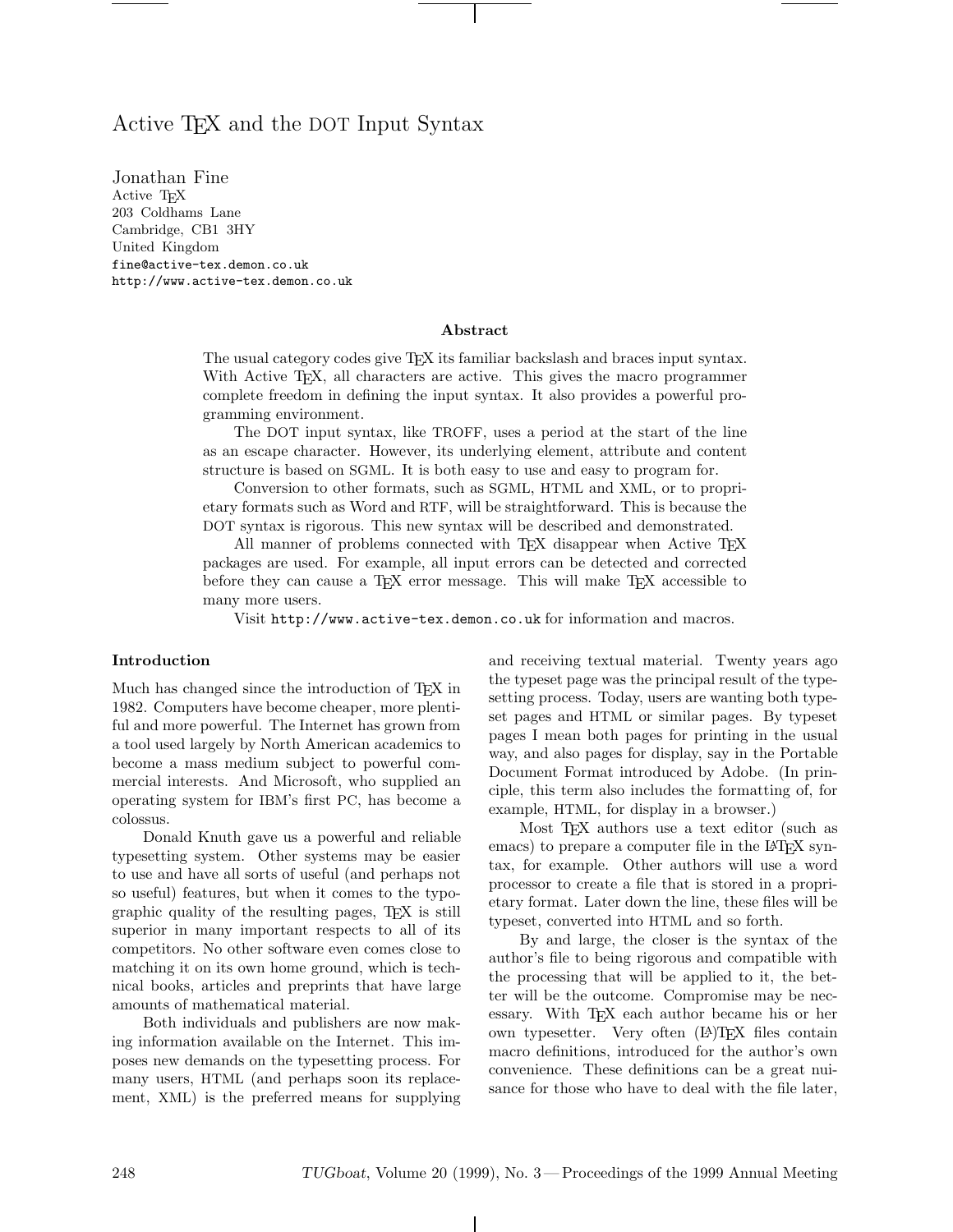# Active TEX and the DOT Input Syntax

Jonathan Fine
Active TEX
203 Coldhams Lane
Cambridge, CB1 3HY
United Kingdom
fine@active-tex.demon.co.uk
http://www.active-tex.demon.co.uk

## Abstract

The usual category codes give TEX its familiar backslash and braces input syntax. With Active TEX, all characters are active. This gives the macro programmer complete freedom in defining the input syntax. It also provides a powerful programming environment.

The DOT input syntax, like TROFF, uses a period at the start of the line as an escape character. However, its underlying element, attribute and content structure is based on SGML. It is both easy to use and easy to program for.

Conversion to other formats, such as SGML, HTML and XML, or to proprietary formats such as Word and RTF, will be straightforward. This is because the DOT syntax is rigorous. This new syntax will be described and demonstrated.

All manner of problems connected with TEX disappear when Active TEX packages are used. For example, all input errors can be detected and corrected before they can cause a TEX error message. This will make TEX accessible to many more users.

Visit http://www.active-tex.demon.co.uk for information and macros.

## Introduction

Much has changed since the introduction of TEX in 1982. Computers have become cheaper, more plentiful and more powerful. The Internet has grown from a tool used largely by North American academics to become a mass medium subject to powerful commercial interests. And Microsoft, who supplied an operating system for IBM's first PC, has become a colossus.

Donald Knuth gave us a powerful and reliable typesetting system. Other systems may be easier to use and have all sorts of useful (and perhaps not so useful) features, but when it comes to the typographic quality of the resulting pages, TEX is still superior in many important respects to all of its competitors. No other software even comes close to matching it on its own home ground, which is technical books, articles and preprints that have large amounts of mathematical material.

Both individuals and publishers are now making information available on the Internet. This imposes new demands on the typesetting process. For many users, HTML (and perhaps soon its replacement, XML) is the preferred means for supplying and receiving textual material. Twenty years ago the typeset page was the principal result of the typesetting process. Today, users are wanting both typeset pages and HTML or similar pages. By typeset pages I mean both pages for printing in the usual way, and also pages for display, say in the Portable Document Format introduced by Adobe. (In principle, this term also includes the formatting of, for example, HTML, for display in a browser.)

Most TEX authors use a text editor (such as emacs) to prepare a computer file in the LaTEX syntax, for example. Other authors will use a word processor to create a file that is stored in a proprietary format. Later down the line, these files will be typeset, converted into HTML and so forth.

By and large, the closer is the syntax of the author's file to being rigorous and compatible with the processing that will be applied to it, the better will be the outcome. Compromise may be necessary. With TEX each author became his or her own typesetter. Very often (LA)TEX files contain macro definitions, introduced for the author's own convenience. These definitions can be a great nuisance for those who have to deal with the file later,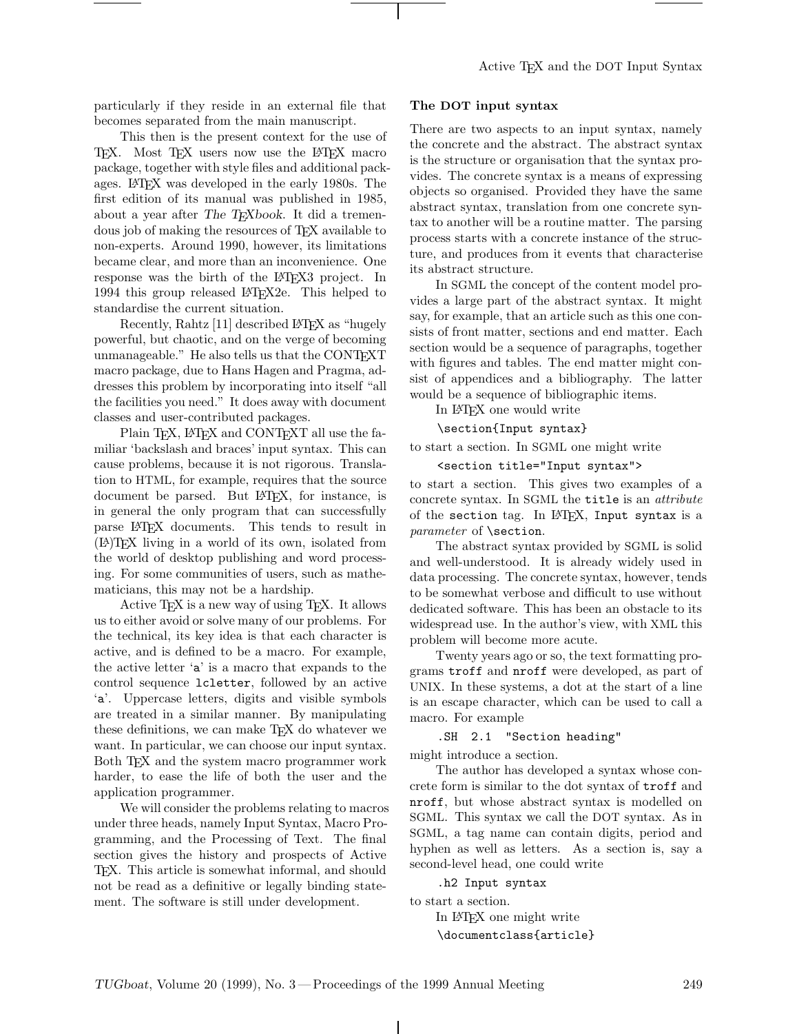particularly if they reside in an external file that becomes separated from the main manuscript.

This then is the present context for the use of TeX. Most TeX users now use the LaTeX macro package, together with style files and additional packages. LaTeX was developed in the early 1980s. The first edition of its manual was published in 1985, about a year after *The TeXbook*. It did a tremendous job of making the resources of TeX available to non-experts. Around 1990, however, its limitations became clear, and more than an inconvenience. One response was the birth of the LaTeX3 project. In 1994 this group released LaTeX2e. This helped to standardise the current situation.

Recently, Rahtz [11] described LaTeX as "hugely powerful, but chaotic, and on the verge of becoming unmanageable." He also tells us that the ConTeXt macro package, due to Hans Hagen and Pragma, addresses this problem by incorporating into itself "all the facilities you need." It does away with document classes and user-contributed packages.

Plain TeX, LaTeX and ConTeXt all use the familiar 'backslash and braces' input syntax. This can cause problems, because it is not rigorous. Translation to HTML, for example, requires that the source document be parsed. But LaTeX, for instance, is in general the only program that can successfully parse LaTeX documents. This tends to result in (La)TeX living in a world of its own, isolated from the world of desktop publishing and word processing. For some communities of users, such as mathematicians, this may not be a hardship.

Active TeX is a new way of using TeX. It allows us to either avoid or solve many of our problems. For the technical, its key idea is that each character is active, and is defined to be a macro. For example, the active letter '`a`' is a macro that expands to the control sequence `lcletter`, followed by an active '`a`'. Uppercase letters, digits and visible symbols are treated in a similar manner. By manipulating these definitions, we can make TeX do whatever we want. In particular, we can choose our input syntax. Both TeX and the system macro programmer work harder, to ease the life of both the user and the application programmer.

We will consider the problems relating to macros under three heads, namely Input Syntax, Macro Programming, and the Processing of Text. The final section gives the history and prospects of Active TeX. This article is somewhat informal, and should not be read as a definitive or legally binding statement. The software is still under development.

## The DOT input syntax

There are two aspects to an input syntax, namely the concrete and the abstract. The abstract syntax is the structure or organisation that the syntax provides. The concrete syntax is a means of expressing objects so organised. Provided they have the same abstract syntax, translation from one concrete syntax to another will be a routine matter. The parsing process starts with a concrete instance of the structure, and produces from it events that characterise its abstract structure.

In SGML the concept of the content model provides a large part of the abstract syntax. It might say, for example, that an article such as this one consists of front matter, sections and end matter. Each section would be a sequence of paragraphs, together with figures and tables. The end matter might consist of appendices and a bibliography. The latter would be a sequence of bibliographic items.

In LaTeX one would write

```
\section{Input syntax}
```

to start a section. In SGML one might write

```
<section title="Input syntax">
```

to start a section. This gives two examples of a concrete syntax. In SGML the `title` is an *attribute* of the `section` tag. In LaTeX, `Input syntax` is a *parameter* of `\section`.

The abstract syntax provided by SGML is solid and well-understood. It is already widely used in data processing. The concrete syntax, however, tends to be somewhat verbose and difficult to use without dedicated software. This has been an obstacle to its widespread use. In the author's view, with XML this problem will become more acute.

Twenty years ago or so, the text formatting programs `troff` and `nroff` were developed, as part of UNIX. In these systems, a dot at the start of a line is an escape character, which can be used to call a macro. For example

```
.SH  2.1  "Section heading"
```

might introduce a section.

The author has developed a syntax whose concrete form is similar to the dot syntax of `troff` and `nroff`, but whose abstract syntax is modelled on SGML. This syntax we call the DOT syntax. As in SGML, a tag name can contain digits, period and hyphen as well as letters. As a section is, say a second-level head, one could write

```
.h2 Input syntax
```

to start a section.

In LaTeX one might write

```
\documentclass{article}
```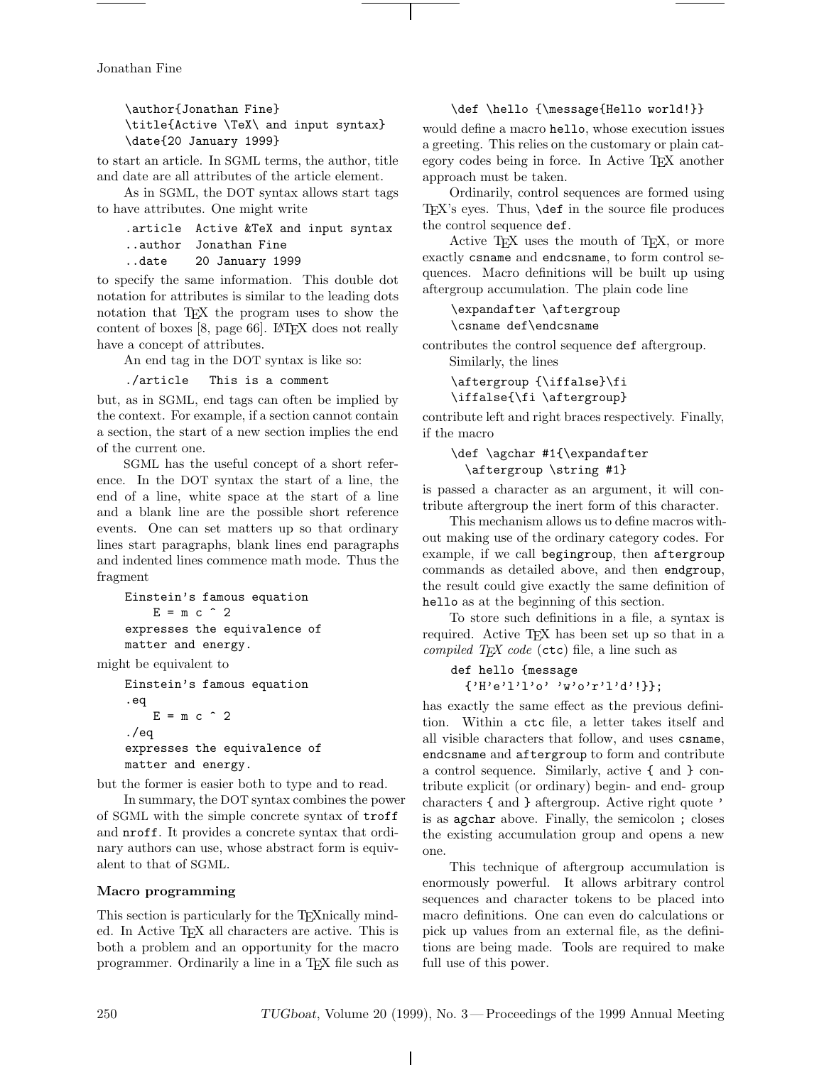```
\author{Jonathan Fine}
\title{Active \TeX\ and input syntax}
\date{20 January 1999}
```

to start an article. In SGML terms, the author, title and date are all attributes of the article element.

As in SGML, the DOT syntax allows start tags to have attributes. One might write

```
.article  Active &TeX and input syntax
..author  Jonathan Fine
..date    20 January 1999
```

to specify the same information. This double dot notation for attributes is similar to the leading dots notation that TeX the program uses to show the content of boxes [8, page 66]. LaTeX does not really have a concept of attributes.

An end tag in the DOT syntax is like so:

```
./article   This is a comment
```

but, as in SGML, end tags can often be implied by the context. For example, if a section cannot contain a section, the start of a new section implies the end of the current one.

SGML has the useful concept of a short reference. In the DOT syntax the start of a line, the end of a line, white space at the start of a line and a blank line are the possible short reference events. One can set matters up so that ordinary lines start paragraphs, blank lines end paragraphs and indented lines commence math mode. Thus the fragment

```
Einstein's famous equation
    E = m c ^ 2
expresses the equivalence of
matter and energy.
```

might be equivalent to

```
Einstein's famous equation
.eq
    E = m c ^ 2
./eq
expresses the equivalence of
matter and energy.
```

but the former is easier both to type and to read.

In summary, the DOT syntax combines the power of SGML with the simple concrete syntax of `troff` and `nroff`. It provides a concrete syntax that ordinary authors can use, whose abstract form is equivalent to that of SGML.

**Macro programming**

This section is particularly for the TeXnically minded. In Active TeX all characters are active. This is both a problem and an opportunity for the macro programmer. Ordinarily a line in a TeX file such as

```
\def \hello {\message{Hello world!}}
```

would define a macro `hello`, whose execution issues a greeting. This relies on the customary or plain category codes being in force. In Active TeX another approach must be taken.

Ordinarily, control sequences are formed using TeX's eyes. Thus, `\def` in the source file produces the control sequence `def`.

Active TeX uses the mouth of TeX, or more exactly `csname` and `endcsname`, to form control sequences. Macro definitions will be built up using aftergroup accumulation. The plain code line

```
\expandafter \aftergroup
\csname def\endcsname
```

contributes the control sequence `def` aftergroup.

Similarly, the lines

```
\aftergroup {\iffalse}\fi
\iffalse{\fi \aftergroup}
```

contribute left and right braces respectively. Finally, if the macro

```
\def \agchar #1{\expandafter
  \aftergroup \string #1}
```

is passed a character as an argument, it will contribute aftergroup the inert form of this character.

This mechanism allows us to define macros without making use of the ordinary category codes. For example, if we call `begingroup`, then `aftergroup` commands as detailed above, and then `endgroup`, the result could give exactly the same definition of `hello` as at the beginning of this section.

To store such definitions in a file, a syntax is required. Active TeX has been set up so that in a *compiled TeX code* (`ctc`) file, a line such as

```
def hello {message
  {'H'e'l'l'o' 'w'o'r'l'd'!}};
```

has exactly the same effect as the previous definition. Within a `ctc` file, a letter takes itself and all visible characters that follow, and uses `csname`, `endcsname` and `aftergroup` to form and contribute a control sequence. Similarly, active `{` and `}` contribute explicit (or ordinary) begin- and end- group characters `{` and `}` aftergroup. Active right quote `'` is as `agchar` above. Finally, the semicolon `;` closes the existing accumulation group and opens a new one.

This technique of aftergroup accumulation is enormously powerful. It allows arbitrary control sequences and character tokens to be placed into macro definitions. One can even do calculations or pick up values from an external file, as the definitions are being made. Tools are required to make full use of this power.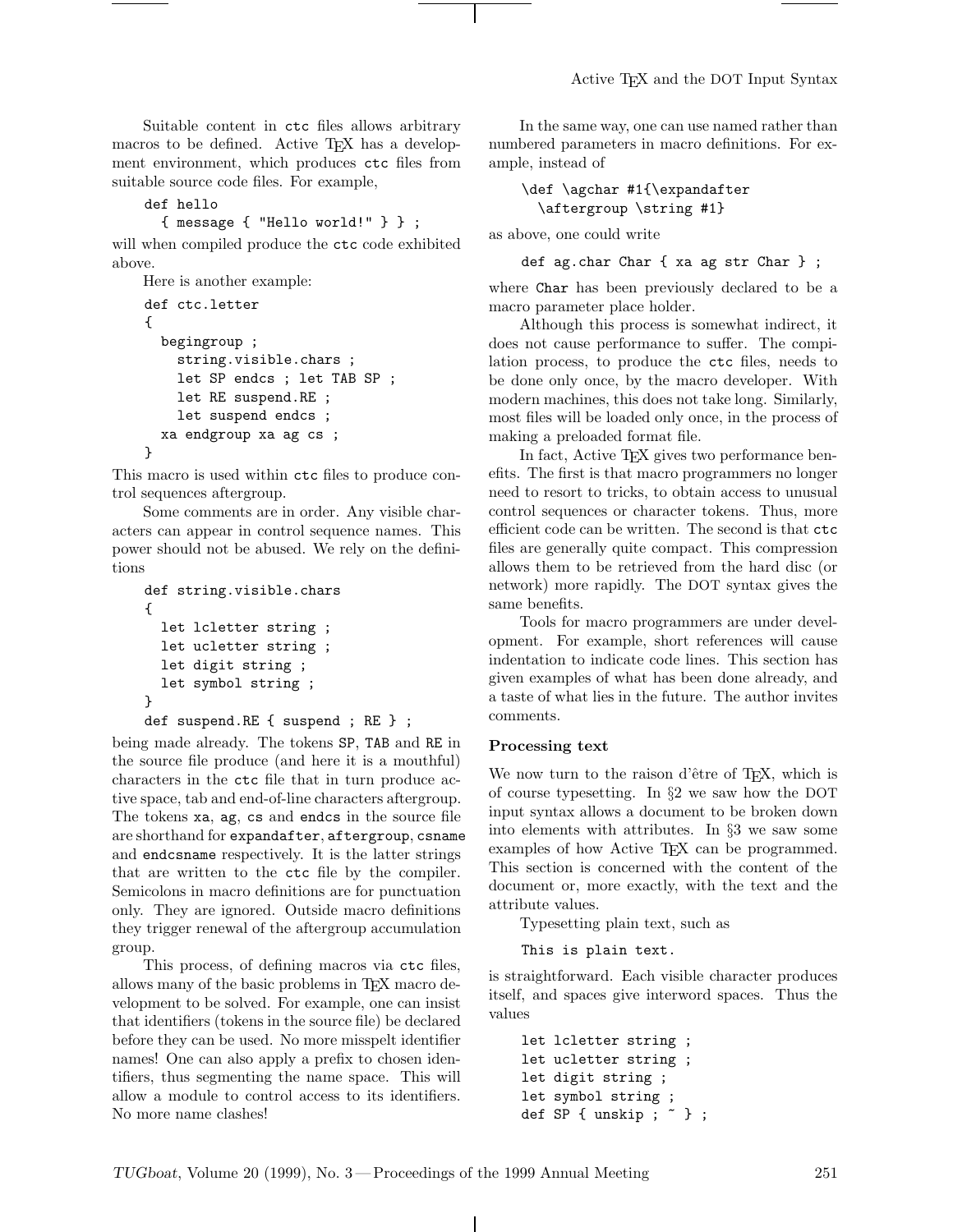Suitable content in ctc files allows arbitrary macros to be defined. Active TeX has a development environment, which produces ctc files from suitable source code files. For example,

```
def hello
  { message { "Hello world!" } } ;
```

will when compiled produce the ctc code exhibited above.

Here is another example:

```
def ctc.letter
{
  begingroup ;
    string.visible.chars ;
    let SP endcs ; let TAB SP ;
    let RE suspend.RE ;
    let suspend endcs ;
  xa endgroup xa ag cs ;
}
```

This macro is used within ctc files to produce control sequences aftergroup.

Some comments are in order. Any visible characters can appear in control sequence names. This power should not be abused. We rely on the definitions

```
def string.visible.chars
{
  let lcletter string ;
  let ucletter string ;
  let digit string ;
  let symbol string ;
}
def suspend.RE { suspend ; RE } ;
```

being made already. The tokens SP, TAB and RE in the source file produce (and here it is a mouthful) characters in the ctc file that in turn produce active space, tab and end-of-line characters aftergroup. The tokens xa, ag, cs and endcs in the source file are shorthand for expandafter, aftergroup, csname and endcsname respectively. It is the latter strings that are written to the ctc file by the compiler. Semicolons in macro definitions are for punctuation only. They are ignored. Outside macro definitions they trigger renewal of the aftergroup accumulation group.

This process, of defining macros via ctc files, allows many of the basic problems in TeX macro development to be solved. For example, one can insist that identifiers (tokens in the source file) be declared before they can be used. No more misspelt identifier names! One can also apply a prefix to chosen identifiers, thus segmenting the name space. This will allow a module to control access to its identifiers. No more name clashes!

In the same way, one can use named rather than numbered parameters in macro definitions. For example, instead of

```
\def \agchar #1{\expandafter
  \aftergroup \string #1}
```

as above, one could write

```
def ag.char Char { xa ag str Char } ;
```

where Char has been previously declared to be a macro parameter place holder.

Although this process is somewhat indirect, it does not cause performance to suffer. The compilation process, to produce the ctc files, needs to be done only once, by the macro developer. With modern machines, this does not take long. Similarly, most files will be loaded only once, in the process of making a preloaded format file.

In fact, Active TeX gives two performance benefits. The first is that macro programmers no longer need to resort to tricks, to obtain access to unusual control sequences or character tokens. Thus, more efficient code can be written. The second is that ctc files are generally quite compact. This compression allows them to be retrieved from the hard disc (or network) more rapidly. The DOT syntax gives the same benefits.

Tools for macro programmers are under development. For example, short references will cause indentation to indicate code lines. This section has given examples of what has been done already, and a taste of what lies in the future. The author invites comments.

## Processing text

We now turn to the raison d'être of TeX, which is of course typesetting. In §2 we saw how the DOT input syntax allows a document to be broken down into elements with attributes. In §3 we saw some examples of how Active TeX can be programmed. This section is concerned with the content of the document or, more exactly, with the text and the attribute values.

Typesetting plain text, such as

```
This is plain text.
```

is straightforward. Each visible character produces itself, and spaces give interword spaces. Thus the values

```
let lcletter string ;
let ucletter string ;
let digit string ;
let symbol string ;
def SP { unskip ; ~ } ;
```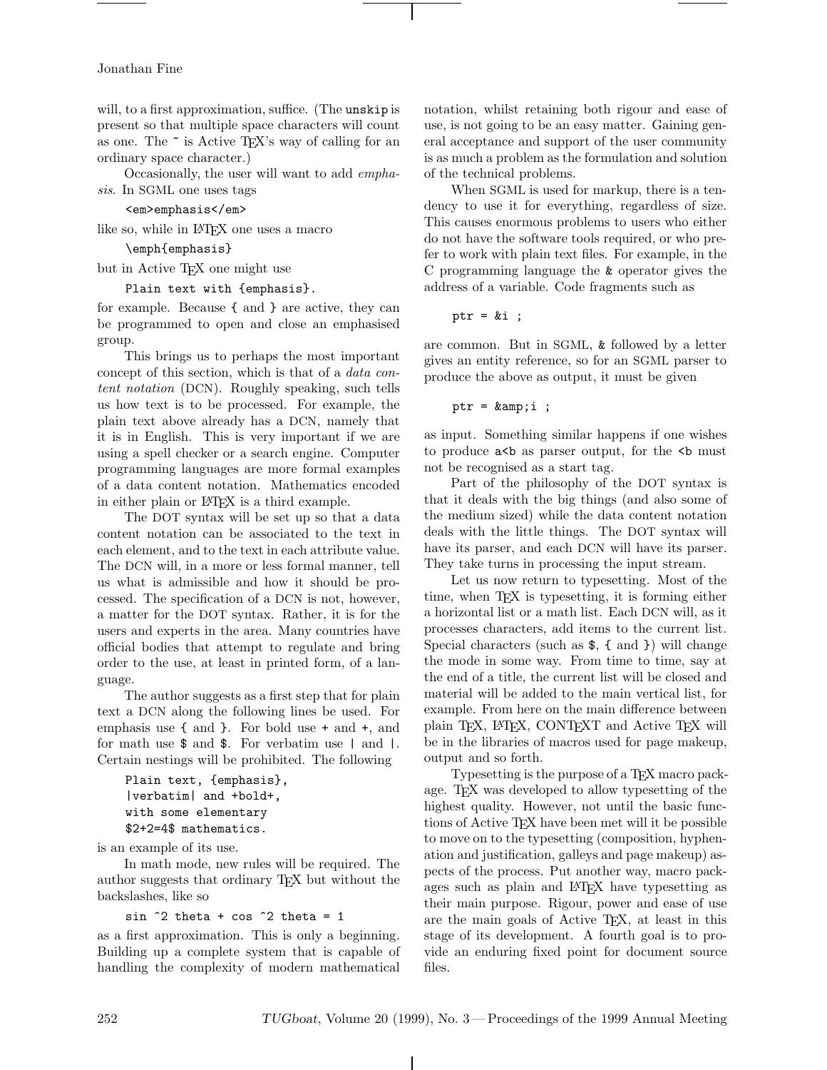will, to a first approximation, suffice. (The `unskip` is present so that multiple space characters will count as one. The `~` is Active TeX's way of calling for an ordinary space character.)

Occasionally, the user will want to add *emphasis*. In SGML one uses tags

```
<em>emphasis</em>
```

like so, while in LaTeX one uses a macro

```
\emph{emphasis}
```

but in Active TeX one might use

```
Plain text with {emphasis}.
```

for example. Because `{` and `}` are active, they can be programmed to open and close an emphasised group.

This brings us to perhaps the most important concept of this section, which is that of a *data content notation* (DCN). Roughly speaking, such tells us how text is to be processed. For example, the plain text above already has a DCN, namely that it is in English. This is very important if we are using a spell checker or a search engine. Computer programming languages are more formal examples of a data content notation. Mathematics encoded in either plain or LaTeX is a third example.

The DOT syntax will be set up so that a data content notation can be associated to the text in each element, and to the text in each attribute value. The DCN will, in a more or less formal manner, tell us what is admissible and how it should be processed. The specification of a DCN is not, however, a matter for the DOT syntax. Rather, it is for the users and experts in the area. Many countries have official bodies that attempt to regulate and bring order to the use, at least in printed form, of a language.

The author suggests as a first step that for plain text a DCN along the following lines be used. For emphasis use `{` and `}`. For bold use `+` and `+`, and for math use `$` and `$`. For verbatim use `|` and `|`. Certain nestings will be prohibited. The following

```
Plain text, {emphasis},
|verbatim| and +bold+,
with some elementary
$2+2=4$ mathematics.
```

is an example of its use.

In math mode, new rules will be required. The author suggests that ordinary TeX but without the backslashes, like so

```
sin ^2 theta + cos ^2 theta = 1
```

as a first approximation. This is only a beginning. Building up a complete system that is capable of handling the complexity of modern mathematical notation, whilst retaining both rigour and ease of use, is not going to be an easy matter. Gaining general acceptance and support of the user community is as much a problem as the formulation and solution of the technical problems.

When SGML is used for markup, there is a tendency to use it for everything, regardless of size. This causes enormous problems to users who either do not have the software tools required, or who prefer to work with plain text files. For example, in the C programming language the `&` operator gives the address of a variable. Code fragments such as

```
ptr = &i ;
```

are common. But in SGML, `&` followed by a letter gives an entity reference, so for an SGML parser to produce the above as output, it must be given

```
ptr = &amp;i ;
```

as input. Something similar happens if one wishes to produce `a<b` as parser output, for the `<b` must not be recognised as a start tag.

Part of the philosophy of the DOT syntax is that it deals with the big things (and also some of the medium sized) while the data content notation deals with the little things. The DOT syntax will have its parser, and each DCN will have its parser. They take turns in processing the input stream.

Let us now return to typesetting. Most of the time, when TeX is typesetting, it is forming either a horizontal list or a math list. Each DCN will, as it processes characters, add items to the current list. Special characters (such as `$`, `{` and `}`) will change the mode in some way. From time to time, say at the end of a title, the current list will be closed and material will be added to the main vertical list, for example. From here on the main difference between plain TeX, LaTeX, ConTeXt and Active TeX will be in the libraries of macros used for page makeup, output and so forth.

Typesetting is the purpose of a TeX macro package. TeX was developed to allow typesetting of the highest quality. However, not until the basic functions of Active TeX have been met will it be possible to move on to the typesetting (composition, hyphenation and justification, galleys and page makeup) aspects of the process. Put another way, macro packages such as plain and LaTeX have typesetting as their main purpose. Rigour, power and ease of use are the main goals of Active TeX, at least in this stage of its development. A fourth goal is to provide an enduring fixed point for document source files.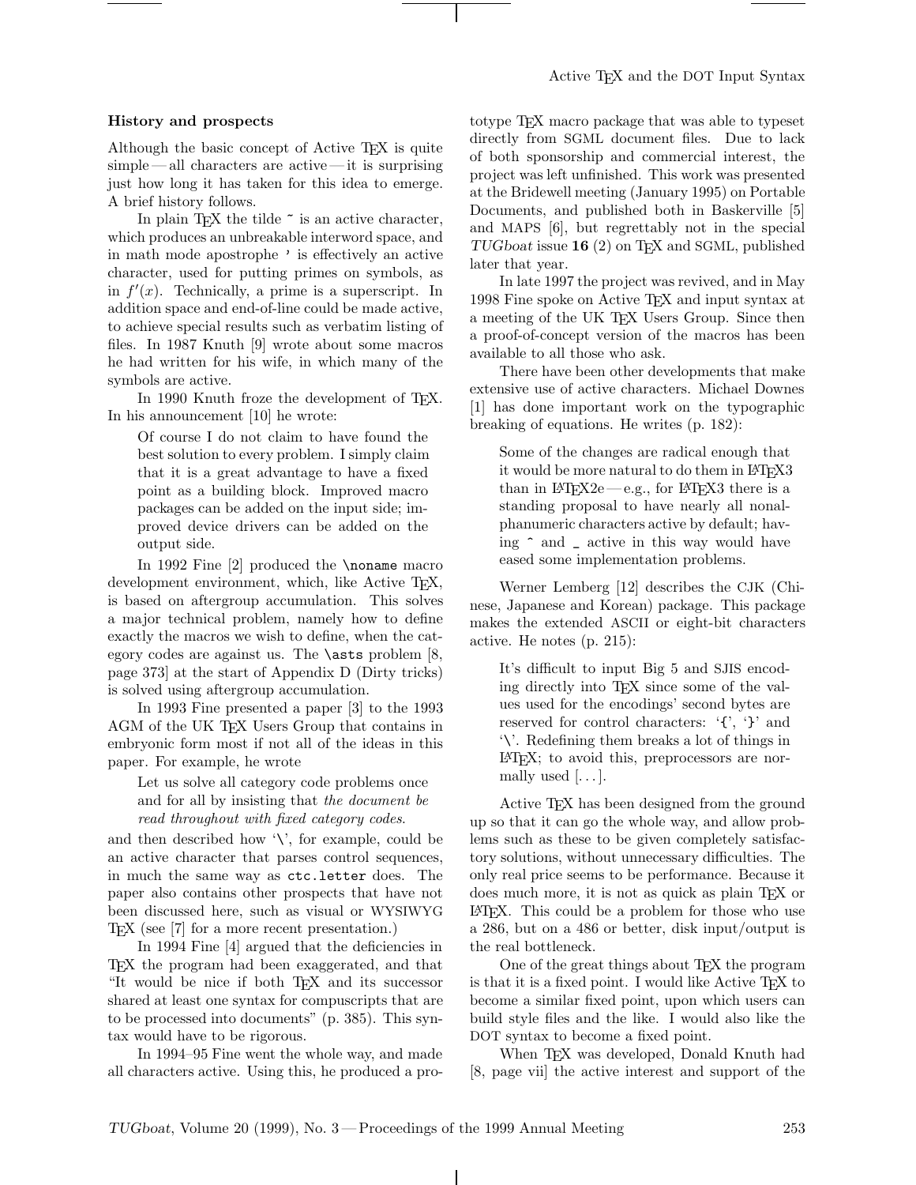### History and prospects

Although the basic concept of Active TeX is quite simple — all characters are active — it is surprising just how long it has taken for this idea to emerge. A brief history follows.

In plain TeX the tilde ~ is an active character, which produces an unbreakable interword space, and in math mode apostrophe ' is effectively an active character, used for putting primes on symbols, as in $f'(x)$. Technically, a prime is a superscript. In addition space and end-of-line could be made active, to achieve special results such as verbatim listing of files. In 1987 Knuth [9] wrote about some macros he had written for his wife, in which many of the symbols are active.

In 1990 Knuth froze the development of TeX. In his announcement [10] he wrote:

> Of course I do not claim to have found the best solution to every problem. I simply claim that it is a great advantage to have a fixed point as a building block. Improved macro packages can be added on the input side; improved device drivers can be added on the output side.

In 1992 Fine [2] produced the `\noname` macro development environment, which, like Active TeX, is based on aftergroup accumulation. This solves a major technical problem, namely how to define exactly the macros we wish to define, when the category codes are against us. The `\asts` problem [8, page 373] at the start of Appendix D (Dirty tricks) is solved using aftergroup accumulation.

In 1993 Fine presented a paper [3] to the 1993 AGM of the UK TeX Users Group that contains in embryonic form most if not all of the ideas in this paper. For example, he wrote

> Let us solve all category code problems once and for all by insisting that *the document be read throughout with fixed category codes.*

and then described how '\', for example, could be an active character that parses control sequences, in much the same way as `ctc.letter` does. The paper also contains other prospects that have not been discussed here, such as visual or WYSIWYG TeX (see [7] for a more recent presentation.)

In 1994 Fine [4] argued that the deficiencies in TeX the program had been exaggerated, and that "It would be nice if both TeX and its successor shared at least one syntax for compuscripts that are to be processed into documents" (p. 385). This syntax would have to be rigorous.

In 1994–95 Fine went the whole way, and made all characters active. Using this, he produced a prototype TeX macro package that was able to typeset directly from SGML document files. Due to lack of both sponsorship and commercial interest, the project was left unfinished. This work was presented at the Bridewell meeting (January 1995) on Portable Documents, and published both in Baskerville [5] and MAPS [6], but regrettably not in the special *TUGboat* issue **16** (2) on TeX and SGML, published later that year.

In late 1997 the project was revived, and in May 1998 Fine spoke on Active TeX and input syntax at a meeting of the UK TeX Users Group. Since then a proof-of-concept version of the macros has been available to all those who ask.

There have been other developments that make extensive use of active characters. Michael Downes [1] has done important work on the typographic breaking of equations. He writes (p. 182):

> Some of the changes are radical enough that it would be more natural to do them in LaTeX3 than in LaTeX2e — e.g., for LaTeX3 there is a standing proposal to have nearly all nonalphanumeric characters active by default; having ^ and _ active in this way would have eased some implementation problems.

Werner Lemberg [12] describes the CJK (Chinese, Japanese and Korean) package. This package makes the extended ASCII or eight-bit characters active. He notes (p. 215):

> It's difficult to input Big 5 and SJIS encoding directly into TeX since some of the values used for the encodings' second bytes are reserved for control characters: '{', '}' and '\'. Redefining them breaks a lot of things in LaTeX; to avoid this, preprocessors are normally used [...].

Active TeX has been designed from the ground up so that it can go the whole way, and allow problems such as these to be given completely satisfactory solutions, without unnecessary difficulties. The only real price seems to be performance. Because it does much more, it is not as quick as plain TeX or LaTeX. This could be a problem for those who use a 286, but on a 486 or better, disk input/output is the real bottleneck.

One of the great things about TeX the program is that it is a fixed point. I would like Active TeX to become a similar fixed point, upon which users can build style files and the like. I would also like the DOT syntax to become a fixed point.

When TeX was developed, Donald Knuth had [8, page vii] the active interest and support of the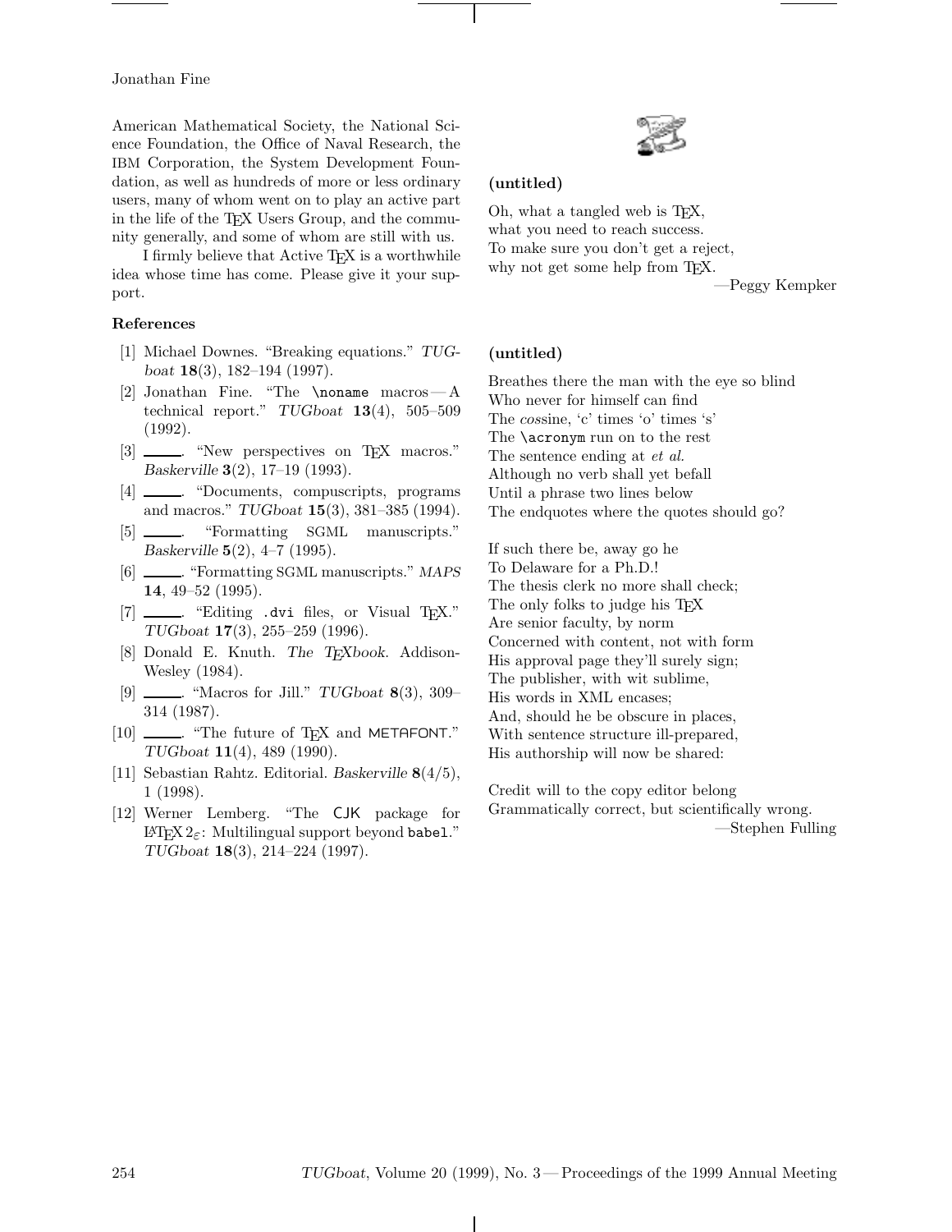American Mathematical Society, the National Science Foundation, the Office of Naval Research, the IBM Corporation, the System Development Foundation, as well as hundreds of more or less ordinary users, many of whom went on to play an active part in the life of the TEX Users Group, and the community generally, and some of whom are still with us.

I firmly believe that Active TEX is a worthwhile idea whose time has come. Please give it your support.

### References

[1] Michael Downes. "Breaking equations." *TUGboat* **18**(3), 182–194 (1997).

[2] Jonathan Fine. "The `\noname` macros — A technical report." *TUGboat* **13**(4), 505–509 (1992).

[3] ———. "New perspectives on TEX macros." *Baskerville* **3**(2), 17–19 (1993).

[4] ———. "Documents, compuscripts, programs and macros." *TUGboat* **15**(3), 381–385 (1994).

[5] ———. "Formatting SGML manuscripts." *Baskerville* **5**(2), 4–7 (1995).

[6] ———. "Formatting SGML manuscripts." *MAPS* **14**, 49–52 (1995).

[7] ———. "Editing `.dvi` files, or Visual TEX." *TUGboat* **17**(3), 255–259 (1996).

[8] Donald E. Knuth. *The TEXbook*. Addison-Wesley (1984).

[9] ———. "Macros for Jill." *TUGboat* **8**(3), 309–314 (1987).

[10] ———. "The future of TEX and METAFONT." *TUGboat* **11**(4), 489 (1990).

[11] Sebastian Rahtz. Editorial. *Baskerville* **8**(4/5), 1 (1998).

[12] Werner Lemberg. "The CJK package for LATEX 2ε: Multilingual support beyond `babel`." *TUGboat* **18**(3), 214–224 (1997).

### (untitled)

Oh, what a tangled web is TEX,
what you need to reach success.
To make sure you don't get a reject,
why not get some help from TEX.

—Peggy Kempker

### (untitled)

Breathes there the man with the eye so blind
Who never for himself can find
The *cos*sine, 'c' times 'o' times 's'
The `\acronym` run on to the rest
The sentence ending at *et al.*
Although no verb shall yet befall
Until a phrase two lines below
The endquotes where the quotes should go?

If such there be, away go he
To Delaware for a Ph.D.!
The thesis clerk no more shall check;
The only folks to judge his TEX
Are senior faculty, by norm
Concerned with content, not with form
His approval page they'll surely sign;
The publisher, with wit sublime,
His words in XML encases;
And, should he be obscure in places,
With sentence structure ill-prepared,
His authorship will now be shared:

Credit will to the copy editor belong
Grammatically correct, but scientifically wrong.

—Stephen Fulling